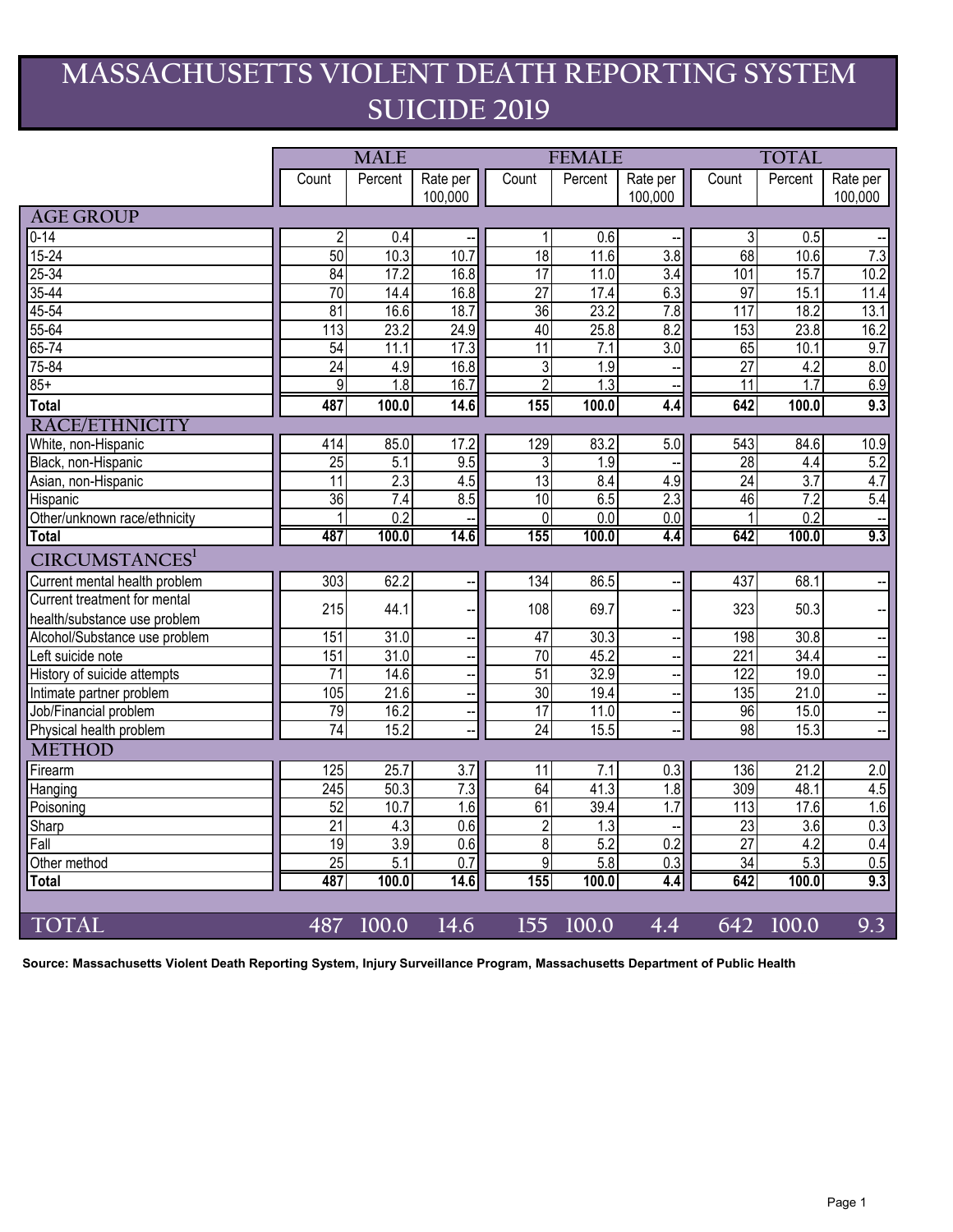# MASSACHUSETTS VIOLENT DEATH REPORTING SYSTEM SUICIDE 2019

| | MALE | | | FEMALE | | | TOTAL | | |
|---|---|---|---|---|---|---|---|---|---|
| | Count | Percent | Rate per 100,000 | Count | Percent | Rate per 100,000 | Count | Percent | Rate per 100,000 |
| **AGE GROUP** | | | | | | | | | |
| 0-14 | 2 | 0.4 | -- | 1 | 0.6 | -- | 3 | 0.5 | -- |
| 15-24 | 50 | 10.3 | 10.7 | 18 | 11.6 | 3.8 | 68 | 10.6 | 7.3 |
| 25-34 | 84 | 17.2 | 16.8 | 17 | 11.0 | 3.4 | 101 | 15.7 | 10.2 |
| 35-44 | 70 | 14.4 | 16.8 | 27 | 17.4 | 6.3 | 97 | 15.1 | 11.4 |
| 45-54 | 81 | 16.6 | 18.7 | 36 | 23.2 | 7.8 | 117 | 18.2 | 13.1 |
| 55-64 | 113 | 23.2 | 24.9 | 40 | 25.8 | 8.2 | 153 | 23.8 | 16.2 |
| 65-74 | 54 | 11.1 | 17.3 | 11 | 7.1 | 3.0 | 65 | 10.1 | 9.7 |
| 75-84 | 24 | 4.9 | 16.8 | 3 | 1.9 | -- | 27 | 4.2 | 8.0 |
| 85+ | 9 | 1.8 | 16.7 | 2 | 1.3 | -- | 11 | 1.7 | 6.9 |
| **Total** | **487** | **100.0** | **14.6** | **155** | **100.0** | **4.4** | **642** | **100.0** | **9.3** |
| **RACE/ETHNICITY** | | | | | | | | | |
| White, non-Hispanic | 414 | 85.0 | 17.2 | 129 | 83.2 | 5.0 | 543 | 84.6 | 10.9 |
| Black, non-Hispanic | 25 | 5.1 | 9.5 | 3 | 1.9 | -- | 28 | 4.4 | 5.2 |
| Asian, non-Hispanic | 11 | 2.3 | 4.5 | 13 | 8.4 | 4.9 | 24 | 3.7 | 4.7 |
| Hispanic | 36 | 7.4 | 8.5 | 10 | 6.5 | 2.3 | 46 | 7.2 | 5.4 |
| Other/unknown race/ethnicity | 1 | 0.2 | -- | 0 | 0.0 | 0.0 | 1 | 0.2 | -- |
| **Total** | **487** | **100.0** | **14.6** | **155** | **100.0** | **4.4** | **642** | **100.0** | **9.3** |
| **CIRCUMSTANCES[1]** | | | | | | | | | |
| Current mental health problem | 303 | 62.2 | -- | 134 | 86.5 | -- | 437 | 68.1 | -- |
| Current treatment for mental health/substance use problem | 215 | 44.1 | -- | 108 | 69.7 | -- | 323 | 50.3 | -- |
| Alcohol/Substance use problem | 151 | 31.0 | -- | 47 | 30.3 | -- | 198 | 30.8 | -- |
| Left suicide note | 151 | 31.0 | -- | 70 | 45.2 | -- | 221 | 34.4 | -- |
| History of suicide attempts | 71 | 14.6 | -- | 51 | 32.9 | -- | 122 | 19.0 | -- |
| Intimate partner problem | 105 | 21.6 | -- | 30 | 19.4 | -- | 135 | 21.0 | -- |
| Job/Financial problem | 79 | 16.2 | -- | 17 | 11.0 | -- | 96 | 15.0 | -- |
| Physical health problem | 74 | 15.2 | -- | 24 | 15.5 | -- | 98 | 15.3 | -- |
| **METHOD** | | | | | | | | | |
| Firearm | 125 | 25.7 | 3.7 | 11 | 7.1 | 0.3 | 136 | 21.2 | 2.0 |
| Hanging | 245 | 50.3 | 7.3 | 64 | 41.3 | 1.8 | 309 | 48.1 | 4.5 |
| Poisoning | 52 | 10.7 | 1.6 | 61 | 39.4 | 1.7 | 113 | 17.6 | 1.6 |
| Sharp | 21 | 4.3 | 0.6 | 2 | 1.3 | -- | 23 | 3.6 | 0.3 |
| Fall | 19 | 3.9 | 0.6 | 8 | 5.2 | 0.2 | 27 | 4.2 | 0.4 |
| Other method | 25 | 5.1 | 0.7 | 9 | 5.8 | 0.3 | 34 | 5.3 | 0.5 |
| **Total** | **487** | **100.0** | **14.6** | **155** | **100.0** | **4.4** | **642** | **100.0** | **9.3** |
| **TOTAL** | **487** | **100.0** | **14.6** | **155** | **100.0** | **4.4** | **642** | **100.0** | **9.3** |

**Source: Massachusetts Violent Death Reporting System, Injury Surveillance Program, Massachusetts Department of Public Health**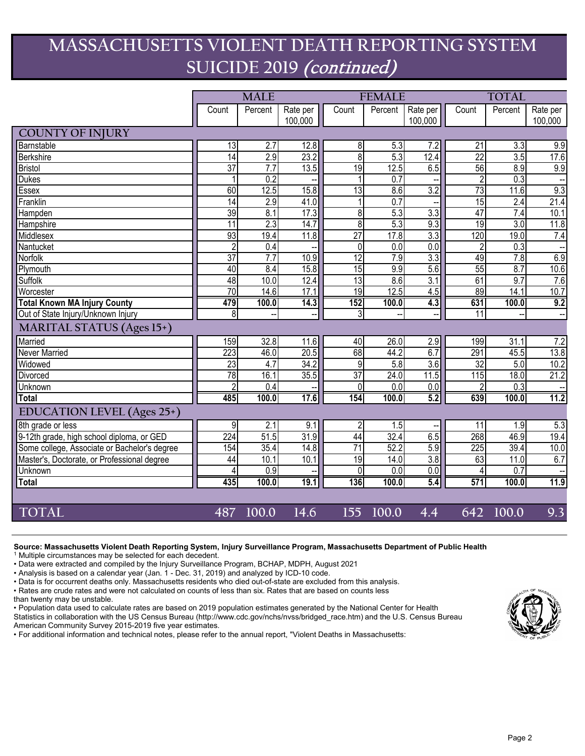# MASSACHUSETTS VIOLENT DEATH REPORTING SYSTEM SUICIDE 2019 *(continued)*

| | MALE | | | FEMALE | | | TOTAL | | |
|---|---|---|---|---|---|---|---|---|---|
| | Count | Percent | Rate per 100,000 | Count | Percent | Rate per 100,000 | Count | Percent | Rate per 100,000 |
| **COUNTY OF INJURY** | | | | | | | | | |
| Barnstable | 13 | 2.7 | 12.8 | 8 | 5.3 | 7.2 | 21 | 3.3 | 9.9 |
| Berkshire | 14 | 2.9 | 23.2 | 8 | 5.3 | 12.4 | 22 | 3.5 | 17.6 |
| Bristol | 37 | 7.7 | 13.5 | 19 | 12.5 | 6.5 | 56 | 8.9 | 9.9 |
| Dukes | 1 | 0.2 | -- | 1 | 0.7 | -- | 2 | 0.3 | -- |
| Essex | 60 | 12.5 | 15.8 | 13 | 8.6 | 3.2 | 73 | 11.6 | 9.3 |
| Franklin | 14 | 2.9 | 41.0 | 1 | 0.7 | -- | 15 | 2.4 | 21.4 |
| Hampden | 39 | 8.1 | 17.3 | 8 | 5.3 | 3.3 | 47 | 7.4 | 10.1 |
| Hampshire | 11 | 2.3 | 14.7 | 8 | 5.3 | 9.3 | 19 | 3.0 | 11.8 |
| Middlesex | 93 | 19.4 | 11.8 | 27 | 17.8 | 3.3 | 120 | 19.0 | 7.4 |
| Nantucket | 2 | 0.4 | -- | 0 | 0.0 | 0.0 | 2 | 0.3 | -- |
| Norfolk | 37 | 7.7 | 10.9 | 12 | 7.9 | 3.3 | 49 | 7.8 | 6.9 |
| Plymouth | 40 | 8.4 | 15.8 | 15 | 9.9 | 5.6 | 55 | 8.7 | 10.6 |
| Suffolk | 48 | 10.0 | 12.4 | 13 | 8.6 | 3.1 | 61 | 9.7 | 7.6 |
| Worcester | 70 | 14.6 | 17.1 | 19 | 12.5 | 4.5 | 89 | 14.1 | 10.7 |
| **Total Known MA Injury County** | **479** | **100.0** | **14.3** | **152** | **100.0** | **4.3** | **631** | **100.0** | **9.2** |
| Out of State Injury/Unknown Injury | 8 | -- | -- | 3 | -- | -- | 11 | -- | -- |
| **MARITAL STATUS (Ages 15+)** | | | | | | | | | |
| Married | 159 | 32.8 | 11.6 | 40 | 26.0 | 2.9 | 199 | 31.1 | 7.2 |
| Never Married | 223 | 46.0 | 20.5 | 68 | 44.2 | 6.7 | 291 | 45.5 | 13.8 |
| Widowed | 23 | 4.7 | 34.2 | 9 | 5.8 | 3.6 | 32 | 5.0 | 10.2 |
| Divorced | 78 | 16.1 | 35.5 | 37 | 24.0 | 11.5 | 115 | 18.0 | 21.2 |
| Unknown | 2 | 0.4 | -- | 0 | 0.0 | 0.0 | 2 | 0.3 | -- |
| **Total** | **485** | **100.0** | **17.6** | **154** | **100.0** | **5.2** | **639** | **100.0** | **11.2** |
| **EDUCATION LEVEL (Ages 25+)** | | | | | | | | | |
| 8th grade or less | 9 | 2.1 | 9.1 | 2 | 1.5 | -- | 11 | 1.9 | 5.3 |
| 9-12th grade, high school diploma, or GED | 224 | 51.5 | 31.9 | 44 | 32.4 | 6.5 | 268 | 46.9 | 19.4 |
| Some college, Associate or Bachelor's degree | 154 | 35.4 | 14.8 | 71 | 52.2 | 5.9 | 225 | 39.4 | 10.0 |
| Master's, Doctorate, or Professional degree | 44 | 10.1 | 10.1 | 19 | 14.0 | 3.8 | 63 | 11.0 | 6.7 |
| Unknown | 4 | 0.9 | -- | 0 | 0.0 | 0.0 | 4 | 0.7 | -- |
| **Total** | **435** | **100.0** | **19.1** | **136** | **100.0** | **5.4** | **571** | **100.0** | **11.9** |
| **TOTAL** | **487** | **100.0** | **14.6** | **155** | **100.0** | **4.4** | **642** | **100.0** | **9.3** |

**Source: Massachusetts Violent Death Reporting System, Injury Surveillance Program, Massachusetts Department of Public Health**

[1] Multiple circumstances may be selected for each decedent.

- Data were extracted and compiled by the Injury Surveillance Program, BCHAP, MDPH, August 2021
- Analysis is based on a calendar year (Jan. 1 - Dec. 31, 2019) and analyzed by ICD-10 code.
- Data is for occurrent deaths only. Massachusetts residents who died out-of-state are excluded from this analysis.
- Rates are crude rates and were not calculated on counts of less than six. Rates that are based on counts less than twenty may be unstable.
- Population data used to calculate rates are based on 2019 population estimates generated by the National Center for Health Statistics in collaboration with the US Census Bureau (http://www.cdc.gov/nchs/nvss/bridged_race.htm) and the U.S. Census Bureau American Community Survey 2015-2019 five year estimates.
- For additional information and technical notes, please refer to the annual report, "Violent Deaths in Massachusetts: